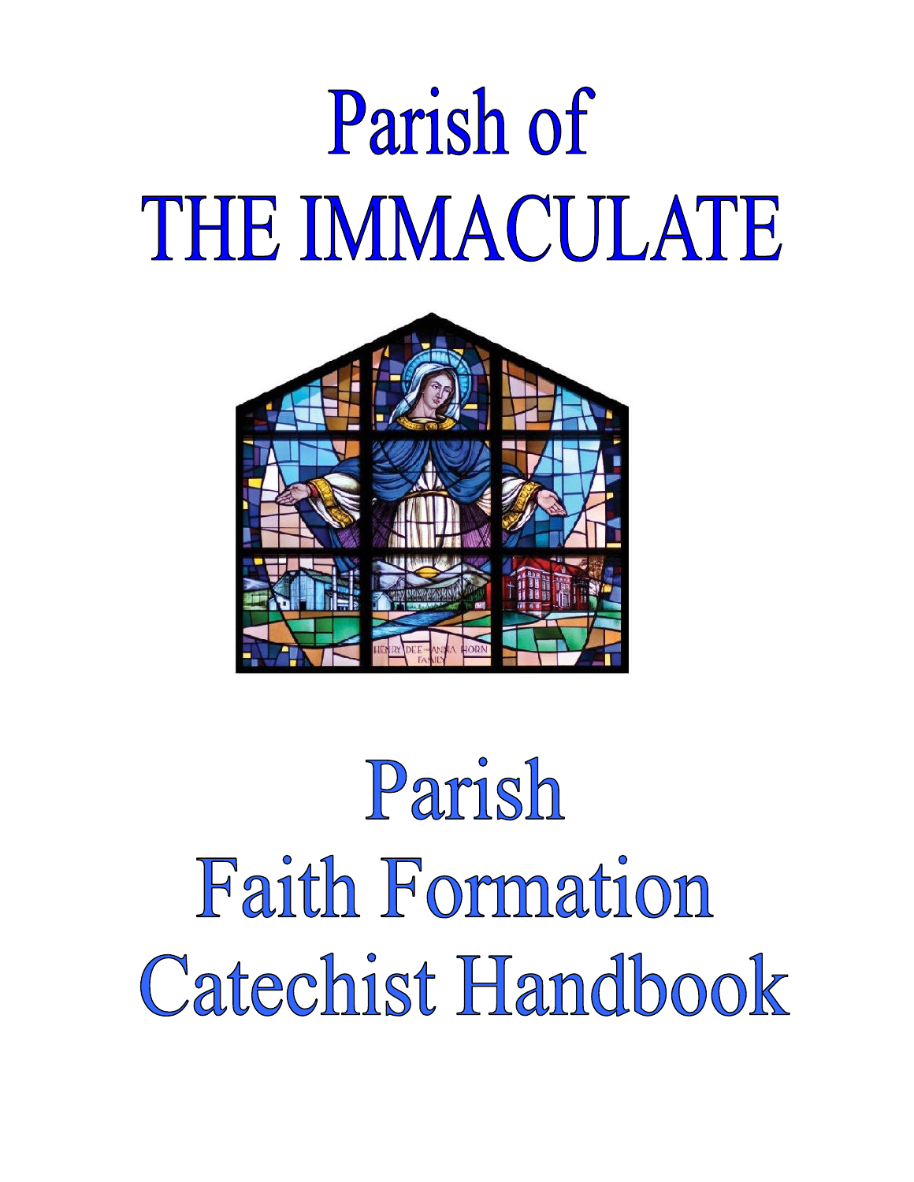# Parish of THE IMMACULATE

# Parish Faith Formation Catechist Handbook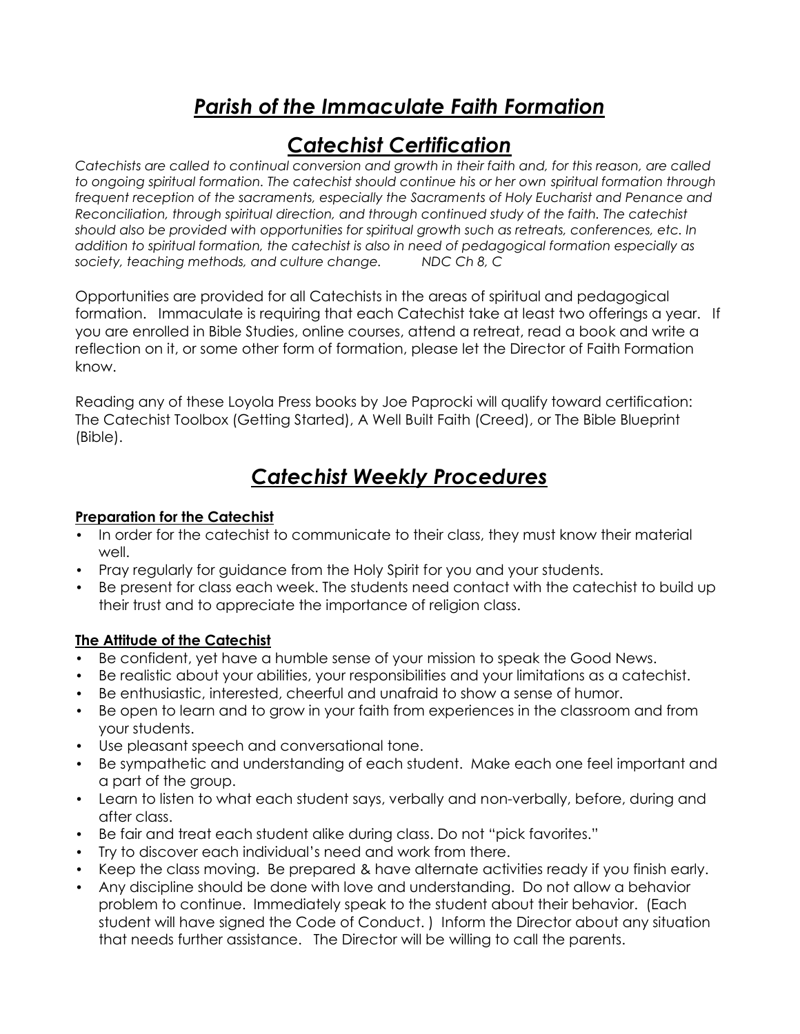# ***Parish of the Immaculate Faith Formation***

# ***Catechist Certification***

*Catechists are called to continual conversion and growth in their faith and, for this reason, are called to ongoing spiritual formation. The catechist should continue his or her own spiritual formation through frequent reception of the sacraments, especially the Sacraments of Holy Eucharist and Penance and Reconciliation, through spiritual direction, and through continued study of the faith. The catechist should also be provided with opportunities for spiritual growth such as retreats, conferences, etc. In addition to spiritual formation, the catechist is also in need of pedagogical formation especially as society, teaching methods, and culture change. NDC Ch 8, C*

Opportunities are provided for all Catechists in the areas of spiritual and pedagogical formation. Immaculate is requiring that each Catechist take at least two offerings a year. If you are enrolled in Bible Studies, online courses, attend a retreat, read a book and write a reflection on it, or some other form of formation, please let the Director of Faith Formation know.

Reading any of these Loyola Press books by Joe Paprocki will qualify toward certification: The Catechist Toolbox (Getting Started), A Well Built Faith (Creed), or The Bible Blueprint (Bible).

# ***Catechist Weekly Procedures***

**Preparation for the Catechist**

- In order for the catechist to communicate to their class, they must know their material well.
- Pray regularly for guidance from the Holy Spirit for you and your students.
- Be present for class each week. The students need contact with the catechist to build up their trust and to appreciate the importance of religion class.

**The Attitude of the Catechist**

- Be confident, yet have a humble sense of your mission to speak the Good News.
- Be realistic about your abilities, your responsibilities and your limitations as a catechist.
- Be enthusiastic, interested, cheerful and unafraid to show a sense of humor.
- Be open to learn and to grow in your faith from experiences in the classroom and from your students.
- Use pleasant speech and conversational tone.
- Be sympathetic and understanding of each student. Make each one feel important and a part of the group.
- Learn to listen to what each student says, verbally and non-verbally, before, during and after class.
- Be fair and treat each student alike during class. Do not "pick favorites."
- Try to discover each individual's need and work from there.
- Keep the class moving. Be prepared & have alternate activities ready if you finish early.
- Any discipline should be done with love and understanding. Do not allow a behavior problem to continue. Immediately speak to the student about their behavior. (Each student will have signed the Code of Conduct. ) Inform the Director about any situation that needs further assistance. The Director will be willing to call the parents.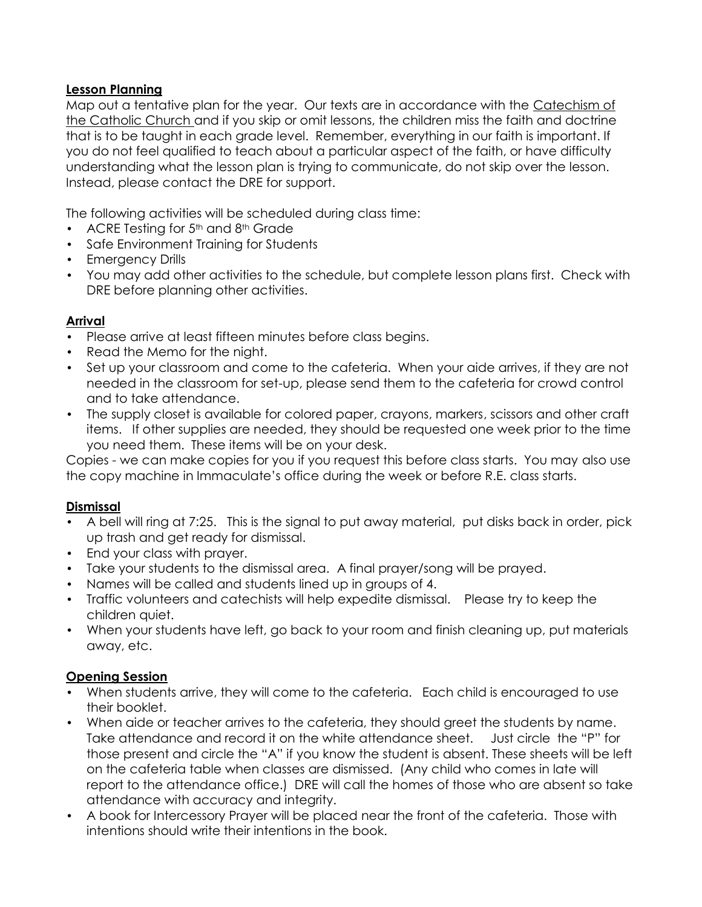**Lesson Planning**

Map out a tentative plan for the year. Our texts are in accordance with the Catechism of the Catholic Church and if you skip or omit lessons, the children miss the faith and doctrine that is to be taught in each grade level. Remember, everything in our faith is important. If you do not feel qualified to teach about a particular aspect of the faith, or have difficulty understanding what the lesson plan is trying to communicate, do not skip over the lesson. Instead, please contact the DRE for support.

The following activities will be scheduled during class time:

- ACRE Testing for 5th and 8th Grade
- Safe Environment Training for Students
- Emergency Drills
- You may add other activities to the schedule, but complete lesson plans first. Check with DRE before planning other activities.

**Arrival**

- Please arrive at least fifteen minutes before class begins.
- Read the Memo for the night.
- Set up your classroom and come to the cafeteria. When your aide arrives, if they are not needed in the classroom for set-up, please send them to the cafeteria for crowd control and to take attendance.
- The supply closet is available for colored paper, crayons, markers, scissors and other craft items. If other supplies are needed, they should be requested one week prior to the time you need them. These items will be on your desk.

Copies - we can make copies for you if you request this before class starts. You may also use the copy machine in Immaculate's office during the week or before R.E. class starts.

**Dismissal**

- A bell will ring at 7:25. This is the signal to put away material, put disks back in order, pick up trash and get ready for dismissal.
- End your class with prayer.
- Take your students to the dismissal area. A final prayer/song will be prayed.
- Names will be called and students lined up in groups of 4.
- Traffic volunteers and catechists will help expedite dismissal. Please try to keep the children quiet.
- When your students have left, go back to your room and finish cleaning up, put materials away, etc.

**Opening Session**

- When students arrive, they will come to the cafeteria. Each child is encouraged to use their booklet.
- When aide or teacher arrives to the cafeteria, they should greet the students by name. Take attendance and record it on the white attendance sheet. Just circle the "P" for those present and circle the "A" if you know the student is absent. These sheets will be left on the cafeteria table when classes are dismissed. (Any child who comes in late will report to the attendance office.) DRE will call the homes of those who are absent so take attendance with accuracy and integrity.
- A book for Intercessory Prayer will be placed near the front of the cafeteria. Those with intentions should write their intentions in the book.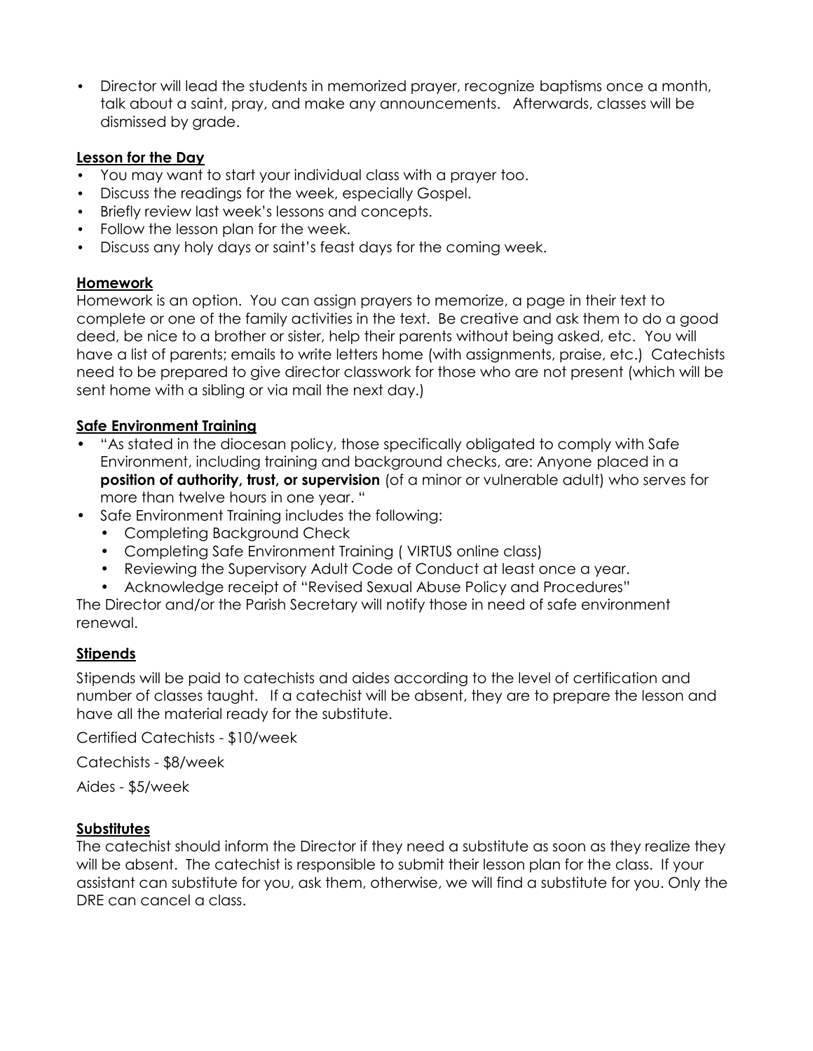- Director will lead the students in memorized prayer, recognize baptisms once a month, talk about a saint, pray, and make any announcements. Afterwards, classes will be dismissed by grade.

## Lesson for the Day

- You may want to start your individual class with a prayer too.
- Discuss the readings for the week, especially Gospel.
- Briefly review last week's lessons and concepts.
- Follow the lesson plan for the week.
- Discuss any holy days or saint's feast days for the coming week.

## Homework

Homework is an option. You can assign prayers to memorize, a page in their text to complete or one of the family activities in the text. Be creative and ask them to do a good deed, be nice to a brother or sister, help their parents without being asked, etc. You will have a list of parents; emails to write letters home (with assignments, praise, etc.) Catechists need to be prepared to give director classwork for those who are not present (which will be sent home with a sibling or via mail the next day.)

## Safe Environment Training

- "As stated in the diocesan policy, those specifically obligated to comply with Safe Environment, including training and background checks, are: Anyone placed in a **position of authority, trust, or supervision** (of a minor or vulnerable adult) who serves for more than twelve hours in one year. "
- Safe Environment Training includes the following:
  - Completing Background Check
  - Completing Safe Environment Training ( VIRTUS online class)
  - Reviewing the Supervisory Adult Code of Conduct at least once a year.
  - Acknowledge receipt of "Revised Sexual Abuse Policy and Procedures"

The Director and/or the Parish Secretary will notify those in need of safe environment renewal.

## Stipends

Stipends will be paid to catechists and aides according to the level of certification and number of classes taught. If a catechist will be absent, they are to prepare the lesson and have all the material ready for the substitute.

Certified Catechists - $10/week

Catechists - $8/week

Aides - $5/week

## Substitutes

The catechist should inform the Director if they need a substitute as soon as they realize they will be absent. The catechist is responsible to submit their lesson plan for the class. If your assistant can substitute for you, ask them, otherwise, we will find a substitute for you. Only the DRE can cancel a class.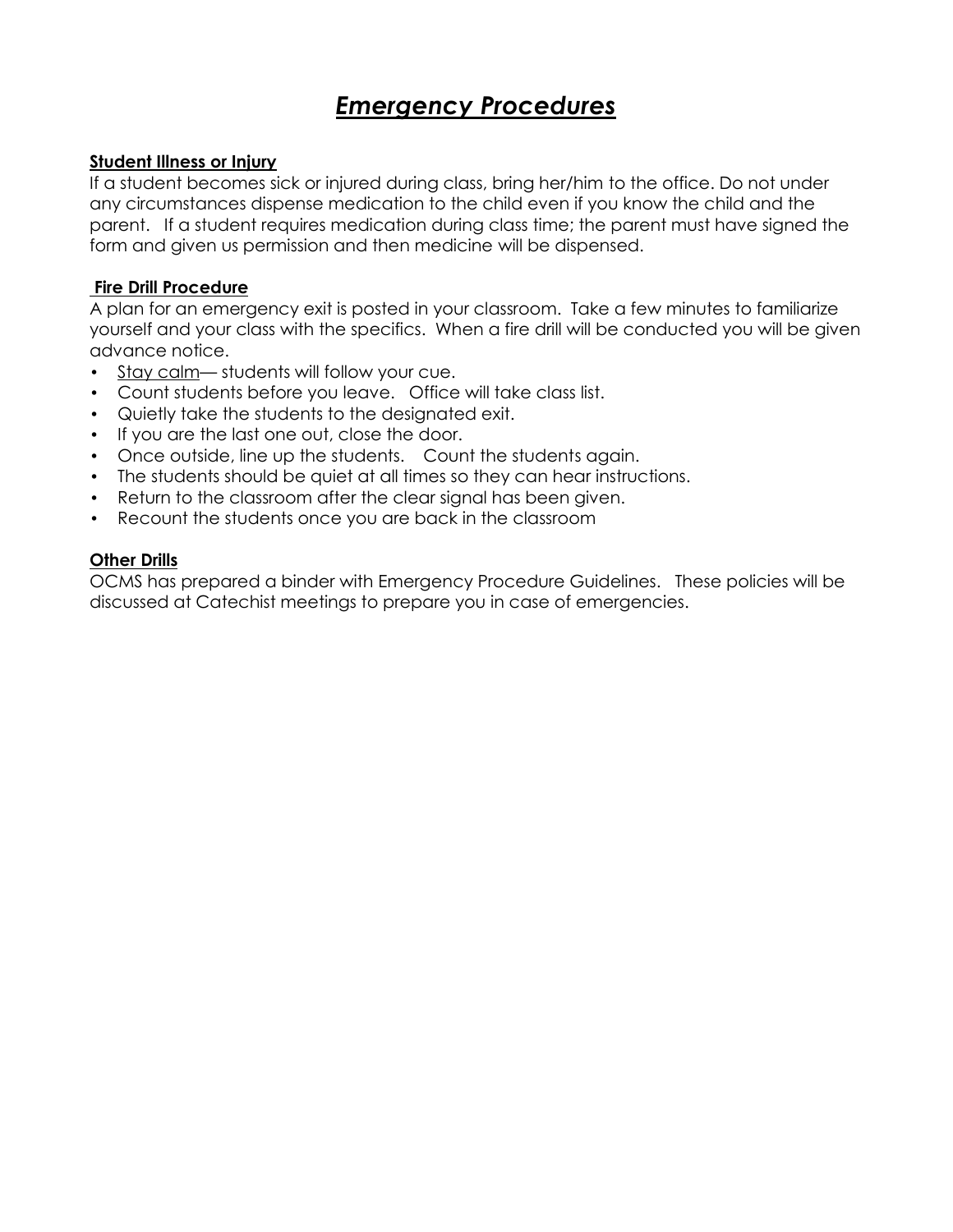# ***Emergency Procedures***

**Student Illness or Injury**

If a student becomes sick or injured during class, bring her/him to the office. Do not under any circumstances dispense medication to the child even if you know the child and the parent. If a student requires medication during class time; the parent must have signed the form and given us permission and then medicine will be dispensed.

**Fire Drill Procedure**

A plan for an emergency exit is posted in your classroom. Take a few minutes to familiarize yourself and your class with the specifics. When a fire drill will be conducted you will be given advance notice.

- <u>Stay calm</u>— students will follow your cue.
- Count students before you leave. Office will take class list.
- Quietly take the students to the designated exit.
- If you are the last one out, close the door.
- Once outside, line up the students. Count the students again.
- The students should be quiet at all times so they can hear instructions.
- Return to the classroom after the clear signal has been given.
- Recount the students once you are back in the classroom

**Other Drills**

OCMS has prepared a binder with Emergency Procedure Guidelines. These policies will be discussed at Catechist meetings to prepare you in case of emergencies.